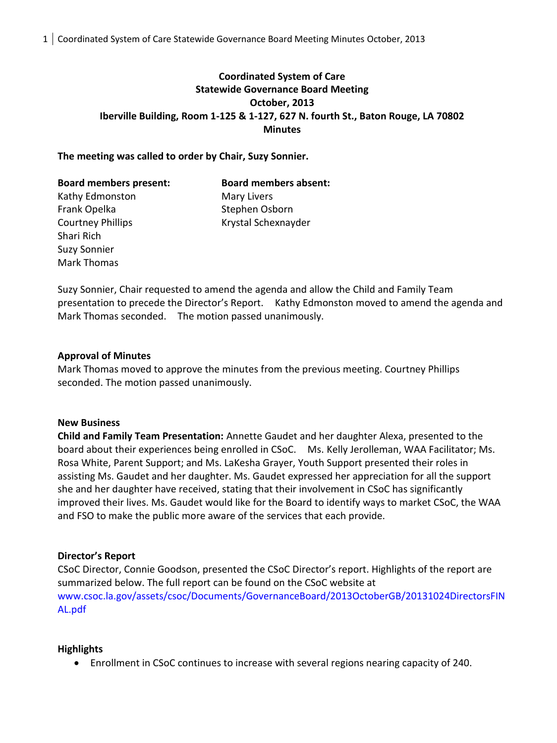# Coordinated System of Care
## Statewide Governance Board Meeting
## October, 2013
## Iberville Building, Room 1-125 & 1-127, 627 N. fourth St., Baton Rouge, LA 70802
## Minutes

**The meeting was called to order by Chair, Suzy Sonnier.**

| **Board members present:** | **Board members absent:** |
|---|---|
| Kathy Edmonston | Mary Livers |
| Frank Opelka | Stephen Osborn |
| Courtney Phillips | Krystal Schexnayder |
| Shari Rich | |
| Suzy Sonnier | |
| Mark Thomas | |

Suzy Sonnier, Chair requested to amend the agenda and allow the Child and Family Team presentation to precede the Director's Report. Kathy Edmonston moved to amend the agenda and Mark Thomas seconded. The motion passed unanimously.

**Approval of Minutes**

Mark Thomas moved to approve the minutes from the previous meeting. Courtney Phillips seconded. The motion passed unanimously.

**New Business**

**Child and Family Team Presentation:** Annette Gaudet and her daughter Alexa, presented to the board about their experiences being enrolled in CSoC. Ms. Kelly Jerolleman, WAA Facilitator; Ms. Rosa White, Parent Support; and Ms. LaKesha Grayer, Youth Support presented their roles in assisting Ms. Gaudet and her daughter. Ms. Gaudet expressed her appreciation for all the support she and her daughter have received, stating that their involvement in CSoC has significantly improved their lives. Ms. Gaudet would like for the Board to identify ways to market CSoC, the WAA and FSO to make the public more aware of the services that each provide.

**Director's Report**

CSoC Director, Connie Goodson, presented the CSoC Director's report. Highlights of the report are summarized below. The full report can be found on the CSoC website at www.csoc.la.gov/assets/csoc/Documents/GovernanceBoard/2013OctoberGB/20131024DirectorsFINAL.pdf

**Highlights**

- Enrollment in CSoC continues to increase with several regions nearing capacity of 240.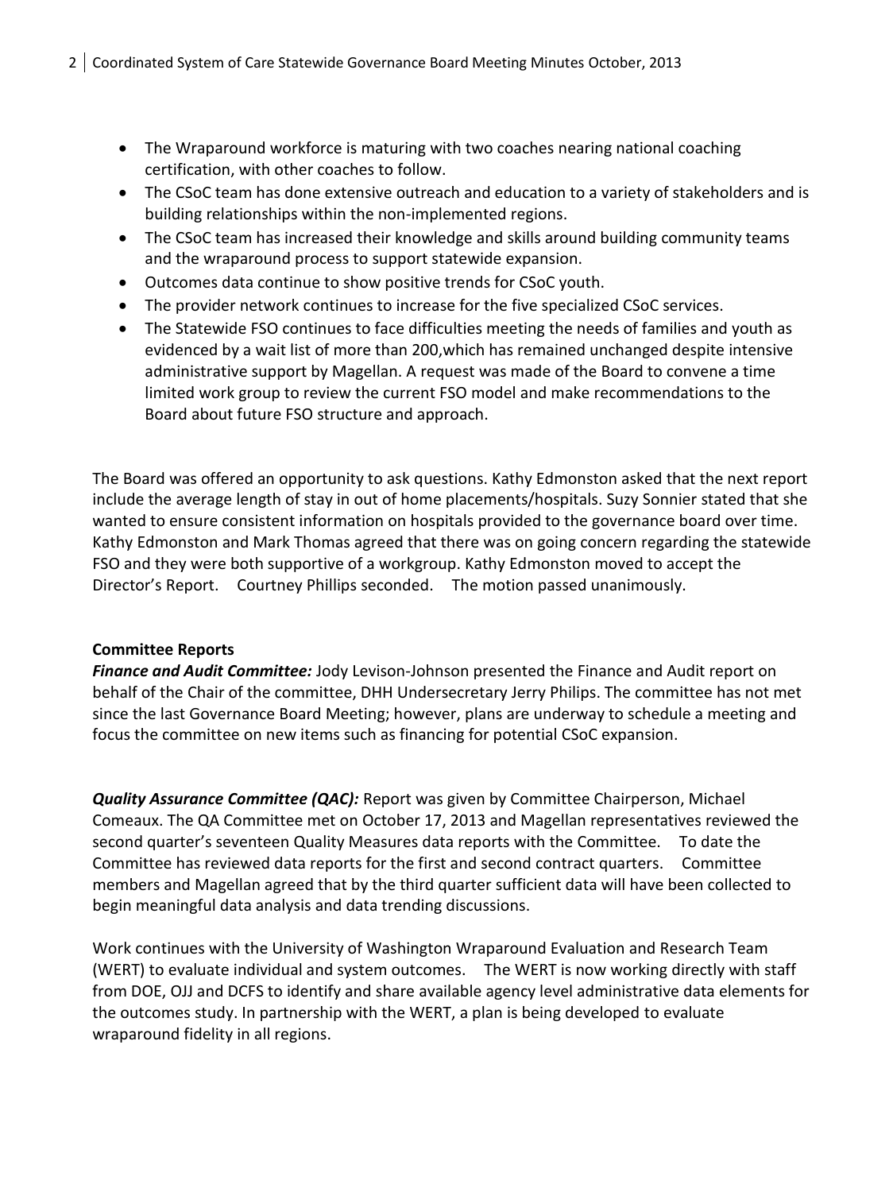- The Wraparound workforce is maturing with two coaches nearing national coaching certification, with other coaches to follow.
- The CSoC team has done extensive outreach and education to a variety of stakeholders and is building relationships within the non-implemented regions.
- The CSoC team has increased their knowledge and skills around building community teams and the wraparound process to support statewide expansion.
- Outcomes data continue to show positive trends for CSoC youth.
- The provider network continues to increase for the five specialized CSoC services.
- The Statewide FSO continues to face difficulties meeting the needs of families and youth as evidenced by a wait list of more than 200,which has remained unchanged despite intensive administrative support by Magellan. A request was made of the Board to convene a time limited work group to review the current FSO model and make recommendations to the Board about future FSO structure and approach.

The Board was offered an opportunity to ask questions. Kathy Edmonston asked that the next report include the average length of stay in out of home placements/hospitals. Suzy Sonnier stated that she wanted to ensure consistent information on hospitals provided to the governance board over time. Kathy Edmonston and Mark Thomas agreed that there was on going concern regarding the statewide FSO and they were both supportive of a workgroup. Kathy Edmonston moved to accept the Director's Report. Courtney Phillips seconded. The motion passed unanimously.

**Committee Reports**

***Finance and Audit Committee:*** Jody Levison-Johnson presented the Finance and Audit report on behalf of the Chair of the committee, DHH Undersecretary Jerry Philips. The committee has not met since the last Governance Board Meeting; however, plans are underway to schedule a meeting and focus the committee on new items such as financing for potential CSoC expansion.

***Quality Assurance Committee (QAC):*** Report was given by Committee Chairperson, Michael Comeaux. The QA Committee met on October 17, 2013 and Magellan representatives reviewed the second quarter's seventeen Quality Measures data reports with the Committee. To date the Committee has reviewed data reports for the first and second contract quarters. Committee members and Magellan agreed that by the third quarter sufficient data will have been collected to begin meaningful data analysis and data trending discussions.

Work continues with the University of Washington Wraparound Evaluation and Research Team (WERT) to evaluate individual and system outcomes. The WERT is now working directly with staff from DOE, OJJ and DCFS to identify and share available agency level administrative data elements for the outcomes study. In partnership with the WERT, a plan is being developed to evaluate wraparound fidelity in all regions.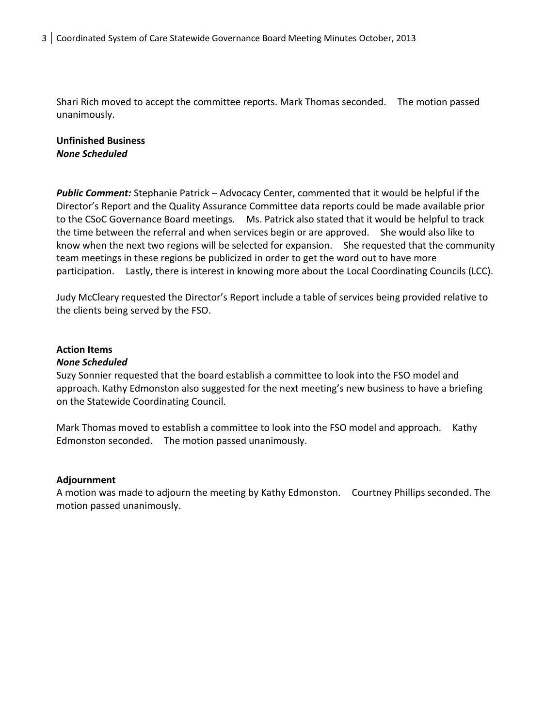Shari Rich moved to accept the committee reports. Mark Thomas seconded. The motion passed unanimously.

**Unfinished Business**
***None Scheduled***

***Public Comment:*** Stephanie Patrick – Advocacy Center, commented that it would be helpful if the Director's Report and the Quality Assurance Committee data reports could be made available prior to the CSoC Governance Board meetings. Ms. Patrick also stated that it would be helpful to track the time between the referral and when services begin or are approved. She would also like to know when the next two regions will be selected for expansion. She requested that the community team meetings in these regions be publicized in order to get the word out to have more participation. Lastly, there is interest in knowing more about the Local Coordinating Councils (LCC).

Judy McCleary requested the Director's Report include a table of services being provided relative to the clients being served by the FSO.

**Action Items**
***None Scheduled***
Suzy Sonnier requested that the board establish a committee to look into the FSO model and approach. Kathy Edmonston also suggested for the next meeting's new business to have a briefing on the Statewide Coordinating Council.

Mark Thomas moved to establish a committee to look into the FSO model and approach. Kathy Edmonston seconded. The motion passed unanimously.

**Adjournment**
A motion was made to adjourn the meeting by Kathy Edmonston. Courtney Phillips seconded. The motion passed unanimously.